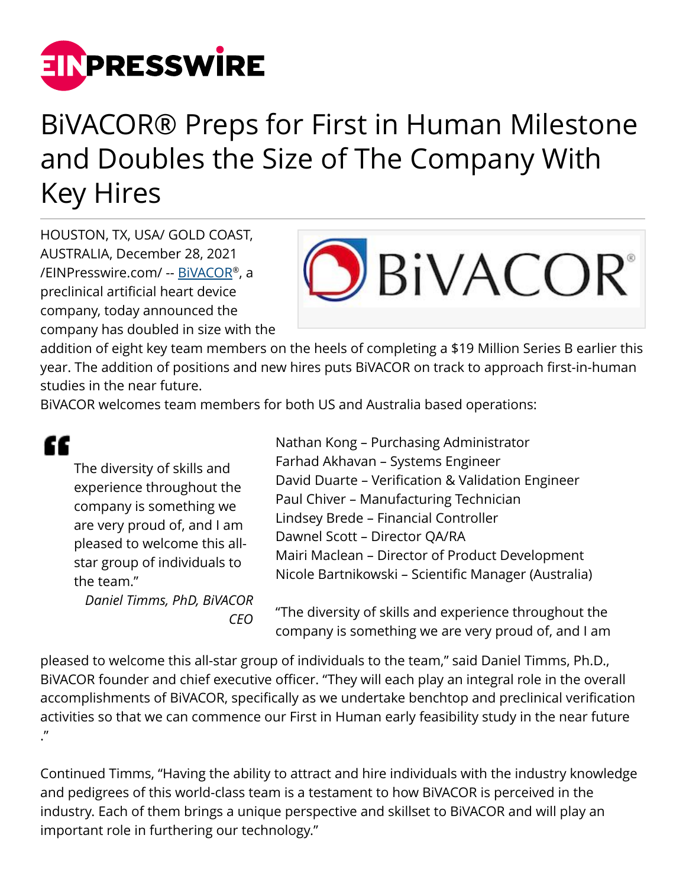# BiVACOR® Preps for First in Human Milestone and Doubles the Size of The Company With Key Hires

HOUSTON, TX, USA/ GOLD COAST, AUSTRALIA, December 28, 2021 /EINPresswire.com/ -- BiVACOR®, a preclinical artificial heart device company, today announced the company has doubled in size with the addition of eight key team members on the heels of completing a $19 Million Series B earlier this year. The addition of positions and new hires puts BiVACOR on track to approach first-in-human studies in the near future.

BiVACOR welcomes team members for both US and Australia based operations:

> The diversity of skills and experience throughout the company is something we are very proud of, and I am pleased to welcome this all-star group of individuals to the team."
>
> *Daniel Timms, PhD, BiVACOR CEO*

Nathan Kong – Purchasing Administrator
Farhad Akhavan – Systems Engineer
David Duarte – Verification & Validation Engineer
Paul Chiver – Manufacturing Technician
Lindsey Brede – Financial Controller
Dawnel Scott – Director QA/RA
Mairi Maclean – Director of Product Development
Nicole Bartnikowski – Scientific Manager (Australia)

"The diversity of skills and experience throughout the company is something we are very proud of, and I am pleased to welcome this all-star group of individuals to the team," said Daniel Timms, Ph.D., BiVACOR founder and chief executive officer. "They will each play an integral role in the overall accomplishments of BiVACOR, specifically as we undertake benchtop and preclinical verification activities so that we can commence our First in Human early feasibility study in the near future ."

Continued Timms, "Having the ability to attract and hire individuals with the industry knowledge and pedigrees of this world-class team is a testament to how BiVACOR is perceived in the industry. Each of them brings a unique perspective and skillset to BiVACOR and will play an important role in furthering our technology."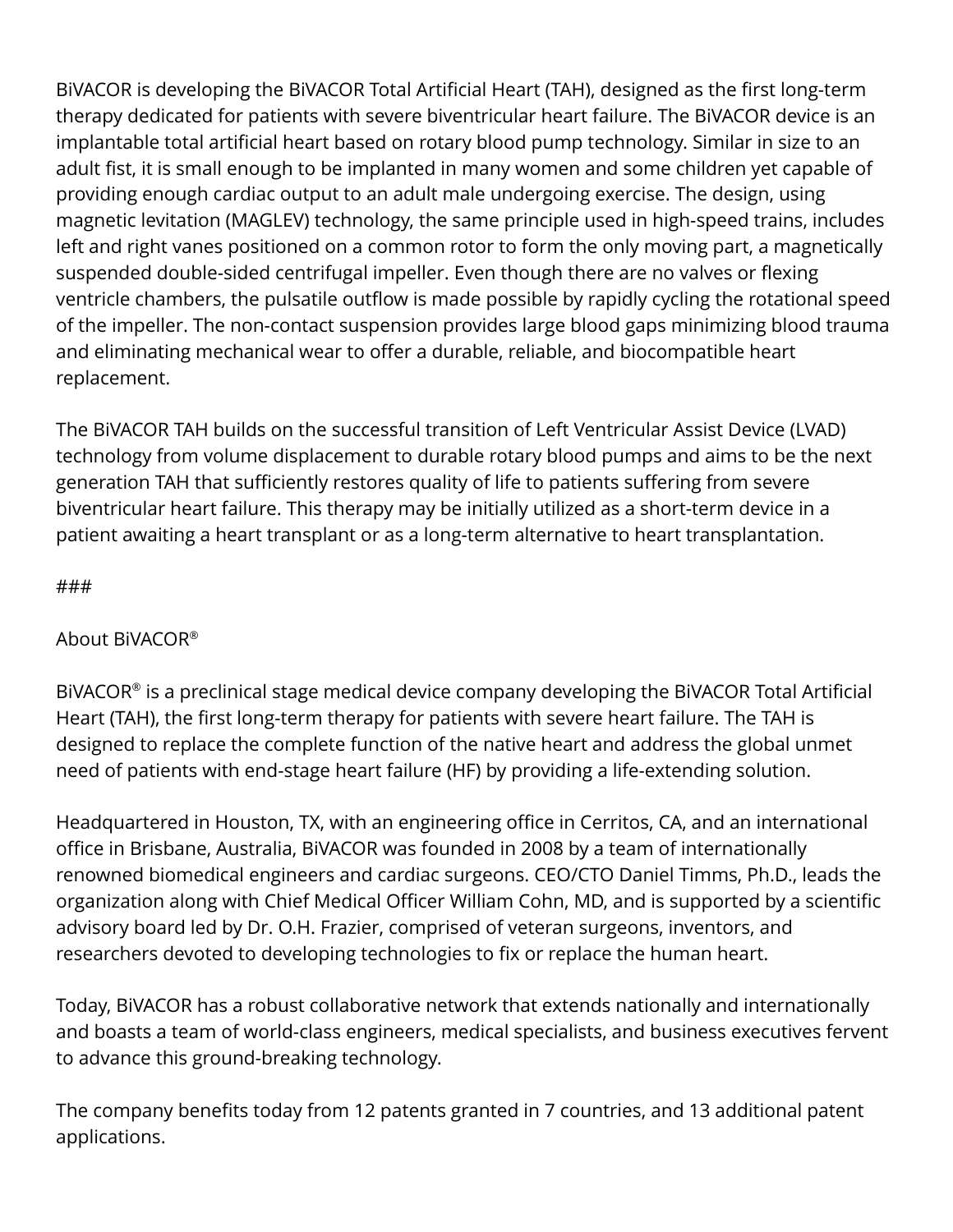BiVACOR is developing the BiVACOR Total Artificial Heart (TAH), designed as the first long-term therapy dedicated for patients with severe biventricular heart failure. The BiVACOR device is an implantable total artificial heart based on rotary blood pump technology. Similar in size to an adult fist, it is small enough to be implanted in many women and some children yet capable of providing enough cardiac output to an adult male undergoing exercise. The design, using magnetic levitation (MAGLEV) technology, the same principle used in high-speed trains, includes left and right vanes positioned on a common rotor to form the only moving part, a magnetically suspended double-sided centrifugal impeller. Even though there are no valves or flexing ventricle chambers, the pulsatile outflow is made possible by rapidly cycling the rotational speed of the impeller. The non-contact suspension provides large blood gaps minimizing blood trauma and eliminating mechanical wear to offer a durable, reliable, and biocompatible heart replacement.

The BiVACOR TAH builds on the successful transition of Left Ventricular Assist Device (LVAD) technology from volume displacement to durable rotary blood pumps and aims to be the next generation TAH that sufficiently restores quality of life to patients suffering from severe biventricular heart failure. This therapy may be initially utilized as a short-term device in a patient awaiting a heart transplant or as a long-term alternative to heart transplantation.

###

About BiVACOR®

BiVACOR® is a preclinical stage medical device company developing the BiVACOR Total Artificial Heart (TAH), the first long-term therapy for patients with severe heart failure. The TAH is designed to replace the complete function of the native heart and address the global unmet need of patients with end-stage heart failure (HF) by providing a life-extending solution.

Headquartered in Houston, TX, with an engineering office in Cerritos, CA, and an international office in Brisbane, Australia, BiVACOR was founded in 2008 by a team of internationally renowned biomedical engineers and cardiac surgeons. CEO/CTO Daniel Timms, Ph.D., leads the organization along with Chief Medical Officer William Cohn, MD, and is supported by a scientific advisory board led by Dr. O.H. Frazier, comprised of veteran surgeons, inventors, and researchers devoted to developing technologies to fix or replace the human heart.

Today, BiVACOR has a robust collaborative network that extends nationally and internationally and boasts a team of world-class engineers, medical specialists, and business executives fervent to advance this ground-breaking technology.

The company benefits today from 12 patents granted in 7 countries, and 13 additional patent applications.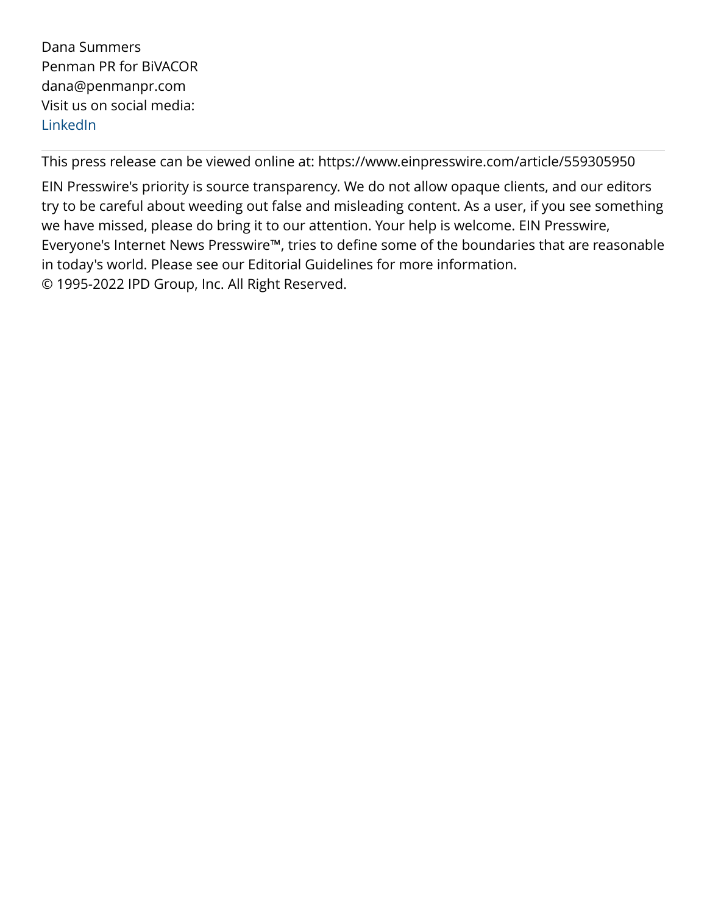Dana Summers
Penman PR for BiVACOR
dana@penmanpr.com
Visit us on social media:
LinkedIn

---

This press release can be viewed online at: https://www.einpresswire.com/article/559305950

EIN Presswire's priority is source transparency. We do not allow opaque clients, and our editors try to be careful about weeding out false and misleading content. As a user, if you see something we have missed, please do bring it to our attention. Your help is welcome. EIN Presswire, Everyone's Internet News Presswire™, tries to define some of the boundaries that are reasonable in today's world. Please see our Editorial Guidelines for more information.
© 1995-2022 IPD Group, Inc. All Right Reserved.